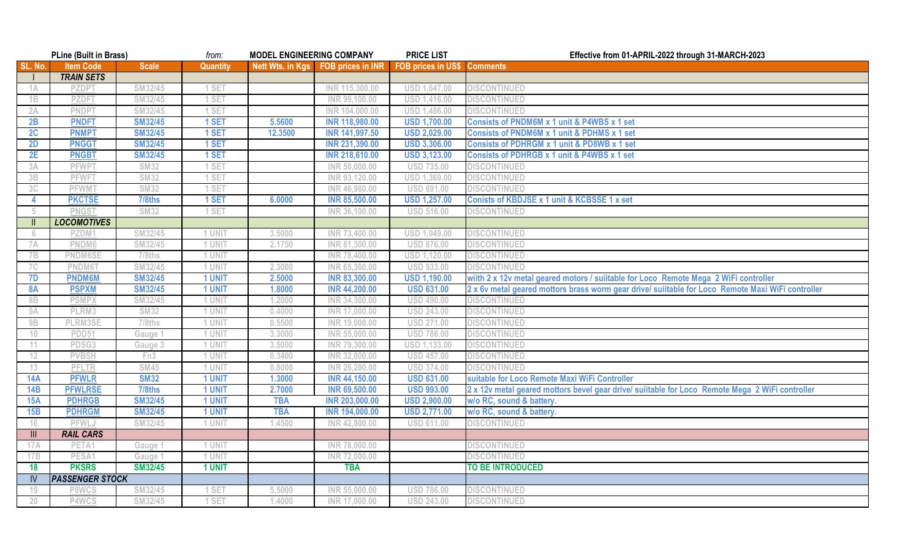PLine (Built in Brass) *from:* MODEL ENGINEERING COMPANY PRICE LIST Effective from 01-APRIL-2022 through 31-MARCH-2023

| SL. No. | Item Code | Scale | Quantity | Nett Wts. in Kgs | FOB prices in INR | FOB prices in US$ | Comments |
|---|---|---|---|---|---|---|---|
| I | ***TRAIN SETS*** | | | | | | |
| 1A | PZDPT | SM32/45 | 1 SET | | INR 115,300.00 | USD 1,647.00 | DISCONTINUED |
| 1B | PZDFT | SM32/45 | 1 SET | | INR 99,100.00 | USD 1,416.00 | DISCONTINUED |
| 2A | PNDPT | SM32/45 | 1 SET | | INR 104,000.00 | USD 1,486.00 | DISCONTINUED |
| 2B | PNDFT | SM32/45 | 1 SET | 5.5600 | INR 118,980.00 | USD 1,700.00 | Consists of PNDM6M x 1 unit & P4WBS x 1 set |
| 2C | PNMPT | SM32/45 | 1 SET | 12.3500 | INR 141,997.50 | USD 2,029.00 | Consists of PNDM6M x 1 unit & PDHMS x 1 set |
| 2D | PNGGT | SM32/45 | 1 SET | | INR 231,390.00 | USD 3,306.00 | Consists of PDHRGM x 1 unit & PD8WB x 1 set |
| 2E | PNGBT | SM32/45 | 1 SET | | INR 218,610.00 | USD 3,123.00 | Consists of PDHRGB x 1 unit & P4WBS x 1 set |
| 3A | PFWPT | SM32 | 1 SET | | INR 50,000.00 | USD 735.00 | DISCONTINUED |
| 3B | PFWFT | SM32 | 1 SET | | INR 93,120.00 | USD 1,369.00 | DISCONTINUED |
| 3C | PFWMT | SM32 | 1 SET | | INR 46,980.00 | USD 691.00 | DISCONTINUED |
| 4 | PKCTSE | 7/8ths | 1 SET | 6.0000 | INR 85,500.00 | USD 1,257.00 | Conists of KBDJSE x 1 unit & KCBSSE 1 x set |
| 5 | PNGST | SM32 | 1 SET | | INR 36,100.00 | USD 516.00 | DISCONTINUED |
| II | ***LOCOMOTIVES*** | | | | | | |
| 6 | PZDM1 | SM32/45 | 1 UNIT | 3.5000 | INR 73,400.00 | USD 1,049.00 | DISCONTINUED |
| 7A | PNDM6 | SM32/45 | 1 UNIT | 2.1750 | INR 61,300.00 | USD 876.00 | DISCONTINUED |
| 7B | PNDM6SE | 7/8ths | 1 UNIT | | INR 78,400.00 | USD 1,120.00 | DISCONTINUED |
| 7C | PNDM6T | SM32/45 | 1 UNIT | 2.3000 | INR 65,300.00 | USD 933.00 | DISCONTINUED |
| 7D | PNDM6M | SM32/45 | 1 UNIT | 2.5000 | INR 83,300.00 | USD 1,190.00 | wiith 2 x 12v metal geared motors / suiitable for Loco Remote Mega 2 WiFi controller |
| 8A | PSPXM | SM32/45 | 1 UNIT | 1.8000 | INR 44,200.00 | USD 631.00 | 2 x 6v metal geared mottors brass worm gear drive/ suiitable for Loco Remote Maxi WiFi controller |
| 8B | PSMPX | SM32/45 | 1 UNIT | 1.2000 | INR 34,300.00 | USD 490.00 | DISCONTINUED |
| 9A | PLRM3 | SM32 | 1 UNIT | 0.4000 | INR 17,000.00 | USD 243.00 | DISCONTINUED |
| 9B | PLRM3SE | 7/8ths | 1 UNIT | 0.5500 | INR 19,000.00 | USD 271.00 | DISCONTINUED |
| 10 | PDD51 | Gauge 1 | 1 UNIT | 3.3000 | INR 55,000.00 | USD 786.00 | DISCONTINUED |
| 11 | PDSG3 | Gauge 3 | 1 UNIT | 3.5000 | INR 79,300.00 | USD 1,133.00 | DISCONTINUED |
| 12 | PVBSH | Fn3 | 1 UNIT | 0.3400 | INR 32,000.00 | USD 457.00 | DISCONTINUED |
| 13 | PFLTR | SM45 | 1 UNIT | 0.8000 | INR 26,200.00 | USD 374.00 | DISCONTINUED |
| 14A | PFWLR | SM32 | 1 UNIT | 1.3000 | INR 44,150.00 | USD 631.00 | suitable for Loco Remote Maxi WiFi Controller |
| 14B | PFWLRSE | 7/8ths | 1 UNIT | 2.7000 | INR 69,500.00 | USD 993.00 | 2 x 12v metal geared mottors bevel gear drive/ suiitable for Loco Remote Mega 2 WiFi controller |
| 15A | PDHRGB | SM32/45 | 1 UNIT | TBA | INR 203,000.00 | USD 2,900.00 | w/o RC, sound & battery. |
| 15B | PDHRGM | SM32/45 | 1 UNIT | TBA | INR 194,000.00 | USD 2,771.00 | w/o RC, sound & battery. |
| 16 | PFWLJ | SM32/45 | 1 UNIT | 1.4500 | INR 42,800.00 | USD 611.00 | DISCONTINUED |
| III | ***RAIL CARS*** | | | | | | |
| 17A | PETA1 | Gauge 1 | 1 UNIT | | INR 78,000.00 | | DISCONTINUED |
| 17B | PESA1 | Gauge 1 | 1 UNIT | | INR 72,000.00 | | DISCONTINUED |
| 18 | PKSRS | SM32/45 | 1 UNIT | | TBA | | TO BE INTRODUCED |
| IV | ***PASSENGER STOCK*** | | | | | | |
| 19 | P8WCS | SM32/45 | 1 SET | 5.5000 | INR 55,000.00 | USD 786.00 | DISCONTINUED |
| 20 | P4WCS | SM32/45 | 1 SET | 1.4000 | INR 17,000.00 | USD 243.00 | DISCONTINUED |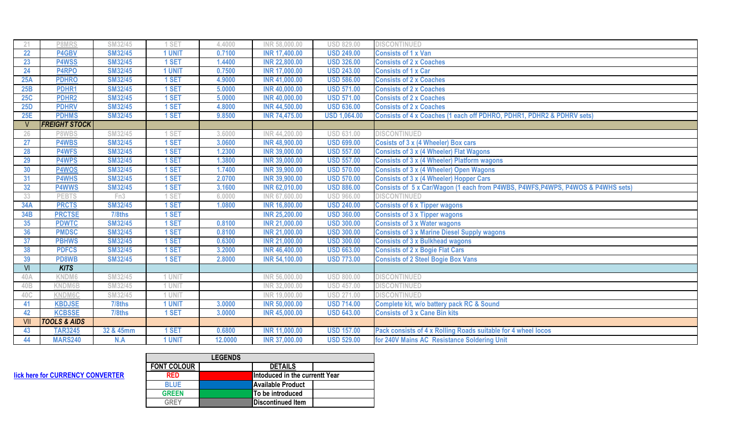| 21 | P8MRS | SM32/45 | 1 SET | 4.4000 | INR 58,000.00 | USD 829.00 | DISCONTINUED |
|---|---|---|---|---|---|---|---|
| 22 | P4GBV | SM32/45 | 1 UNIT | 0.7100 | INR 17,400.00 | USD 249.00 | Consists of 1 x Van |
| 23 | P4WSS | SM32/45 | 1 SET | 1.4400 | INR 22,800.00 | USD 326.00 | Consists of 2 x Coaches |
| 24 | P4RPO | SM32/45 | 1 UNIT | 0.7500 | INR 17,000.00 | USD 243.00 | Consists of 1 x Car |
| 25A | PDHRO | SM32/45 | 1 SET | 4.9000 | INR 41,000.00 | USD 586.00 | Consists of 2 x Coaches |
| 25B | PDHR1 | SM32/45 | 1 SET | 5.0000 | INR 40,000.00 | USD 571.00 | Consists of 2 x Coaches |
| 25C | PDHR2 | SM32/45 | 1 SET | 5.0000 | INR 40,000.00 | USD 571.00 | Consists of 2 x Coaches |
| 25D | PDHRV | SM32/45 | 1 SET | 4.8000 | INR 44,500.00 | USD 636.00 | Consists of 2 x Coaches |
| 25E | PDHMS | SM32/45 | 1 SET | 9.8500 | INR 74,475.00 | USD 1,064.00 | Consists of 4 x Coaches (1 each off PDHRO, PDHR1, PDHR2 & PDHRV sets) |
| V | ***FREIGHT STOCK*** | | | | | | |
| 26 | P8WBS | SM32/45 | 1 SET | 3.6000 | INR 44,200.00 | USD 631.00 | DISCONTINUED |
| 27 | P4WBS | SM32/45 | 1 SET | 3.0600 | INR 48,900.00 | USD 699.00 | Cosists of 3 x (4 Wheeler) Box cars |
| 28 | P4WFS | SM32/45 | 1 SET | 1.2300 | INR 39,000.00 | USD 557.00 | Consists of 3 x (4 Wheeler) Flat Wagons |
| 29 | P4WPS | SM32/45 | 1 SET | 1.3800 | INR 39,000.00 | USD 557.00 | Consists of 3 x (4 Wheeler) Platform wagons |
| 30 | P4WOS | SM32/45 | 1 SET | 1.7400 | INR 39,900.00 | USD 570.00 | Consists of 3 x (4 Wheeler) Open Wagons |
| 31 | P4WHS | SM32/45 | 1 SET | 2.0700 | INR 39,900.00 | USD 570.00 | Consists of 3 x (4 Wheeler) Hopper Cars |
| 32 | P4WWS | SM32/45 | 1 SET | 3.1600 | INR 62,010.00 | USD 886.00 | Consists of 5 x Car/Wagon (1 each from P4WBS, P4WFS,P4WPS, P4WOS & P4WHS sets) |
| 33 | PEBTS | Fn3 | 1 SET | 6.0000 | INR 67,600.00 | USD 966.00 | DISCONTINUED |
| 34A | PRCTS | SM32/45 | 1 SET | 1.0800 | INR 16,800.00 | USD 240.00 | Consists of 6 x Tipper wagons |
| 34B | PRCTSE | 7/8ths | 1 SET | | INR 25,200.00 | USD 360.00 | Consists of 3 x Tipper wagons |
| 35 | PDWTC | SM32/45 | 1 SET | 0.8100 | INR 21,000.00 | USD 300.00 | Consists of 3 x Water wagons |
| 36 | PMDSC | SM32/45 | 1 SET | 0.8100 | INR 21,000.00 | USD 300.00 | Consists of 3 x Marine Diesel Supply wagons |
| 37 | PBHWS | SM32/45 | 1 SET | 0.6300 | INR 21,000.00 | USD 300.00 | Consists of 3 x Bulkhead wagons |
| 38 | PDFCS | SM32/45 | 1 SET | 3.2000 | INR 46,400.00 | USD 663.00 | Consists of 2 x Bogie Flat Cars |
| 39 | PD8WB | SM32/45 | 1 SET | 2.8000 | INR 54,100.00 | USD 773.00 | Consists of 2 Steel Bogie Box Vans |
| VI | ***KITS*** | | | | | | |
| 40A | KNDM6 | SM32/45 | 1 UNIT | | INR 56,000.00 | USD 800.00 | DISCONTINUED |
| 40B | KNDM6B | SM32/45 | 1 UNIT | | INR 32,000.00 | USD 457.00 | DISCONTINUED |
| 40C | KNDM6C | SM32/45 | 1 UNIT | | INR 19,000.00 | USD 271.00 | DISCONTINUED |
| 41 | KBDJSE | 7/8ths | 1 UNIT | 3.0000 | INR 50,000.00 | USD 714.00 | Complete kit, w/o battery pack RC & Sound |
| 42 | KCBSSE | 7/8ths | 1 SET | 3.0000 | INR 45,000.00 | USD 643.00 | Consists of 3 x Cane Bin kits |
| VII | ***TOOLS & AIDS*** | | | | | | |
| 43 | TAR3245 | 32 & 45mm | 1 SET | 0.6800 | INR 11,000.00 | USD 157.00 | Pack consists of 4 x Rolling Roads suitable for 4 wheel locos |
| 44 | MARS240 | N.A | 1 UNIT | 12.0000 | INR 37,000.00 | USD 529.00 | for 240V Mains AC Resistance Soldering Unit |

lick here for CURRENCY CONVERTER

| LEGENDS | | | |
|---|---|---|---|
| FONT COLOUR | | DETAILS | |
| RED | | Intoduced in the currentt Year | |
| BLUE | | Available Product | |
| GREEN | | To be introduced | |
| GREY | | Discontinued Item | |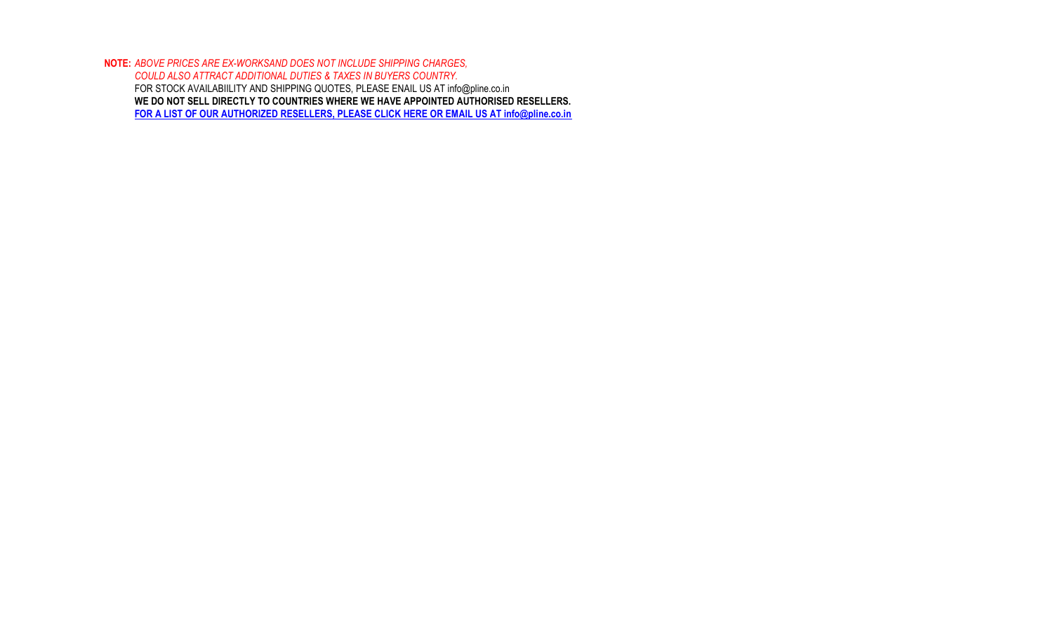**NOTE:** *ABOVE PRICES ARE EX-WORKSAND DOES NOT INCLUDE SHIPPING CHARGES,*
*COULD ALSO ATTRACT ADDITIONAL DUTIES & TAXES IN BUYERS COUNTRY.*
FOR STOCK AVAILABIILITY AND SHIPPING QUOTES, PLEASE ENAIL US AT info@pline.co.in
**WE DO NOT SELL DIRECTLY TO COUNTRIES WHERE WE HAVE APPOINTED AUTHORISED RESELLERS.**
**FOR A LIST OF OUR AUTHORIZED RESELLERS, PLEASE CLICK HERE OR EMAIL US AT info@pline.co.in**